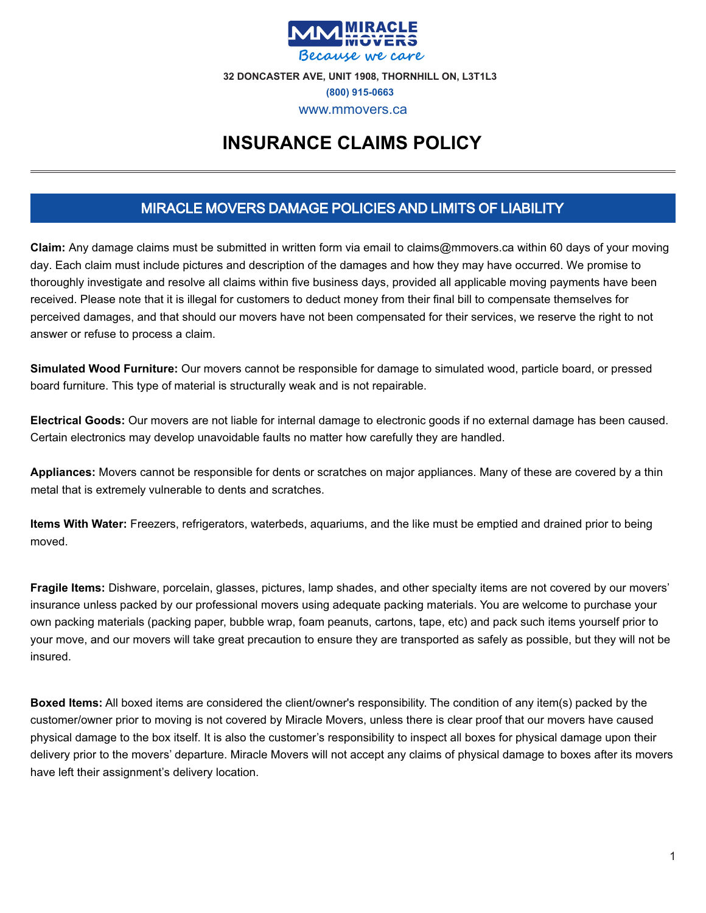MIRACLE MOVERS

*Because we care*

**32 DONCASTER AVE, UNIT 1908, THORNHILL ON, L3T1L3**

**(800) 915-0663**

www.mmovers.ca

# INSURANCE CLAIMS POLICY

## MIRACLE MOVERS DAMAGE POLICIES AND LIMITS OF LIABILITY

**Claim:** Any damage claims must be submitted in written form via email to claims@mmovers.ca within 60 days of your moving day. Each claim must include pictures and description of the damages and how they may have occurred. We promise to thoroughly investigate and resolve all claims within five business days, provided all applicable moving payments have been received. Please note that it is illegal for customers to deduct money from their final bill to compensate themselves for perceived damages, and that should our movers have not been compensated for their services, we reserve the right to not answer or refuse to process a claim.

**Simulated Wood Furniture:** Our movers cannot be responsible for damage to simulated wood, particle board, or pressed board furniture. This type of material is structurally weak and is not repairable.

**Electrical Goods:** Our movers are not liable for internal damage to electronic goods if no external damage has been caused. Certain electronics may develop unavoidable faults no matter how carefully they are handled.

**Appliances:** Movers cannot be responsible for dents or scratches on major appliances. Many of these are covered by a thin metal that is extremely vulnerable to dents and scratches.

**Items With Water:** Freezers, refrigerators, waterbeds, aquariums, and the like must be emptied and drained prior to being moved.

**Fragile Items:** Dishware, porcelain, glasses, pictures, lamp shades, and other specialty items are not covered by our movers' insurance unless packed by our professional movers using adequate packing materials. You are welcome to purchase your own packing materials (packing paper, bubble wrap, foam peanuts, cartons, tape, etc) and pack such items yourself prior to your move, and our movers will take great precaution to ensure they are transported as safely as possible, but they will not be insured.

**Boxed Items:** All boxed items are considered the client/owner's responsibility. The condition of any item(s) packed by the customer/owner prior to moving is not covered by Miracle Movers, unless there is clear proof that our movers have caused physical damage to the box itself. It is also the customer's responsibility to inspect all boxes for physical damage upon their delivery prior to the movers' departure. Miracle Movers will not accept any claims of physical damage to boxes after its movers have left their assignment's delivery location.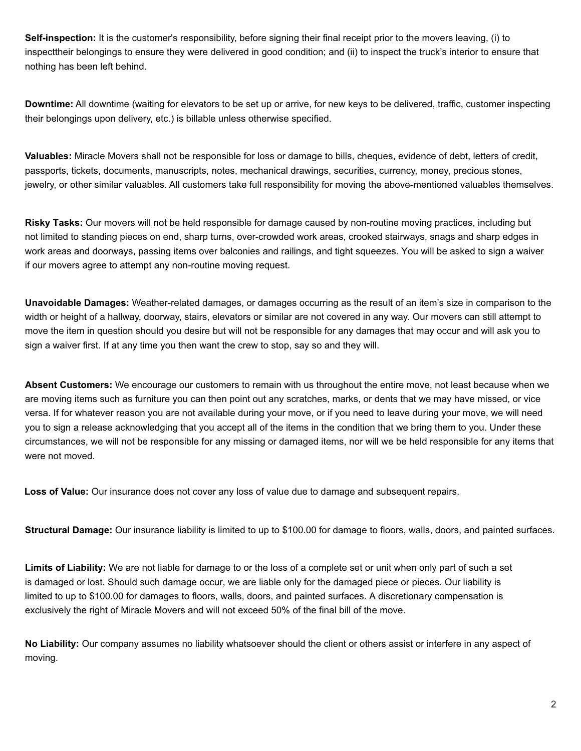**Self-inspection:** It is the customer's responsibility, before signing their final receipt prior to the movers leaving, (i) to inspecttheir belongings to ensure they were delivered in good condition; and (ii) to inspect the truck's interior to ensure that nothing has been left behind.

**Downtime:** All downtime (waiting for elevators to be set up or arrive, for new keys to be delivered, traffic, customer inspecting their belongings upon delivery, etc.) is billable unless otherwise specified.

**Valuables:** Miracle Movers shall not be responsible for loss or damage to bills, cheques, evidence of debt, letters of credit, passports, tickets, documents, manuscripts, notes, mechanical drawings, securities, currency, money, precious stones, jewelry, or other similar valuables. All customers take full responsibility for moving the above-mentioned valuables themselves.

**Risky Tasks:** Our movers will not be held responsible for damage caused by non-routine moving practices, including but not limited to standing pieces on end, sharp turns, over-crowded work areas, crooked stairways, snags and sharp edges in work areas and doorways, passing items over balconies and railings, and tight squeezes. You will be asked to sign a waiver if our movers agree to attempt any non-routine moving request.

**Unavoidable Damages:** Weather-related damages, or damages occurring as the result of an item's size in comparison to the width or height of a hallway, doorway, stairs, elevators or similar are not covered in any way. Our movers can still attempt to move the item in question should you desire but will not be responsible for any damages that may occur and will ask you to sign a waiver first. If at any time you then want the crew to stop, say so and they will.

**Absent Customers:** We encourage our customers to remain with us throughout the entire move, not least because when we are moving items such as furniture you can then point out any scratches, marks, or dents that we may have missed, or vice versa. If for whatever reason you are not available during your move, or if you need to leave during your move, we will need you to sign a release acknowledging that you accept all of the items in the condition that we bring them to you. Under these circumstances, we will not be responsible for any missing or damaged items, nor will we be held responsible for any items that were not moved.

**Loss of Value:** Our insurance does not cover any loss of value due to damage and subsequent repairs.

**Structural Damage:** Our insurance liability is limited to up to $100.00 for damage to floors, walls, doors, and painted surfaces.

**Limits of Liability:** We are not liable for damage to or the loss of a complete set or unit when only part of such a set is damaged or lost. Should such damage occur, we are liable only for the damaged piece or pieces. Our liability is limited to up to $100.00 for damages to floors, walls, doors, and painted surfaces. A discretionary compensation is exclusively the right of Miracle Movers and will not exceed 50% of the final bill of the move.

**No Liability:** Our company assumes no liability whatsoever should the client or others assist or interfere in any aspect of moving.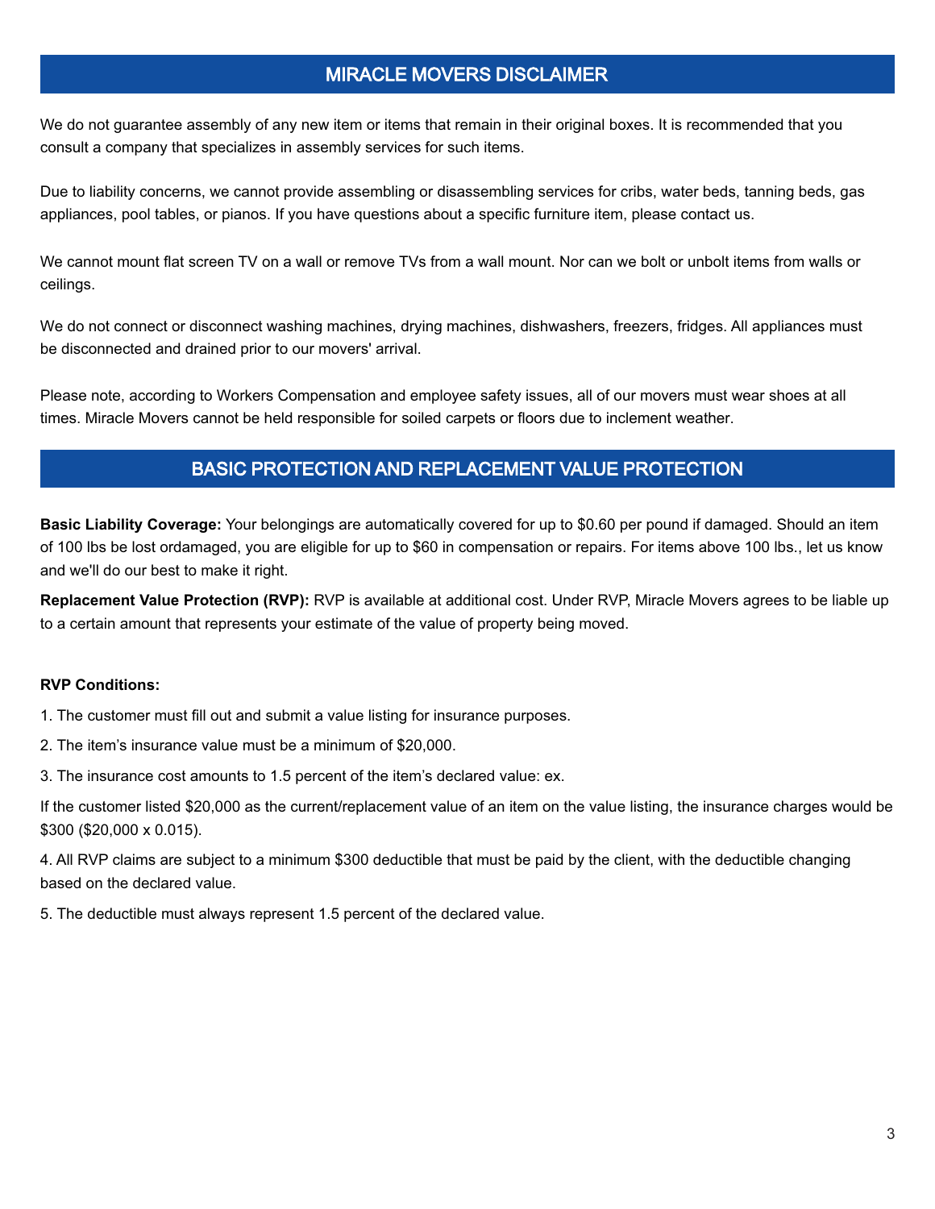## MIRACLE MOVERS DISCLAIMER

We do not guarantee assembly of any new item or items that remain in their original boxes. It is recommended that you consult a company that specializes in assembly services for such items.

Due to liability concerns, we cannot provide assembling or disassembling services for cribs, water beds, tanning beds, gas appliances, pool tables, or pianos. If you have questions about a specific furniture item, please contact us.

We cannot mount flat screen TV on a wall or remove TVs from a wall mount. Nor can we bolt or unbolt items from walls or ceilings.

We do not connect or disconnect washing machines, drying machines, dishwashers, freezers, fridges. All appliances must be disconnected and drained prior to our movers' arrival.

Please note, according to Workers Compensation and employee safety issues, all of our movers must wear shoes at all times. Miracle Movers cannot be held responsible for soiled carpets or floors due to inclement weather.

## BASIC PROTECTION AND REPLACEMENT VALUE PROTECTION

**Basic Liability Coverage:** Your belongings are automatically covered for up to $0.60 per pound if damaged. Should an item of 100 lbs be lost ordamaged, you are eligible for up to $60 in compensation or repairs. For items above 100 lbs., let us know and we'll do our best to make it right.

**Replacement Value Protection (RVP):** RVP is available at additional cost. Under RVP, Miracle Movers agrees to be liable up to a certain amount that represents your estimate of the value of property being moved.

**RVP Conditions:**

1. The customer must fill out and submit a value listing for insurance purposes.

2. The item's insurance value must be a minimum of $20,000.

3. The insurance cost amounts to 1.5 percent of the item's declared value: ex.

If the customer listed $20,000 as the current/replacement value of an item on the value listing, the insurance charges would be $300 ($20,000 x 0.015).

4. All RVP claims are subject to a minimum $300 deductible that must be paid by the client, with the deductible changing based on the declared value.

5. The deductible must always represent 1.5 percent of the declared value.